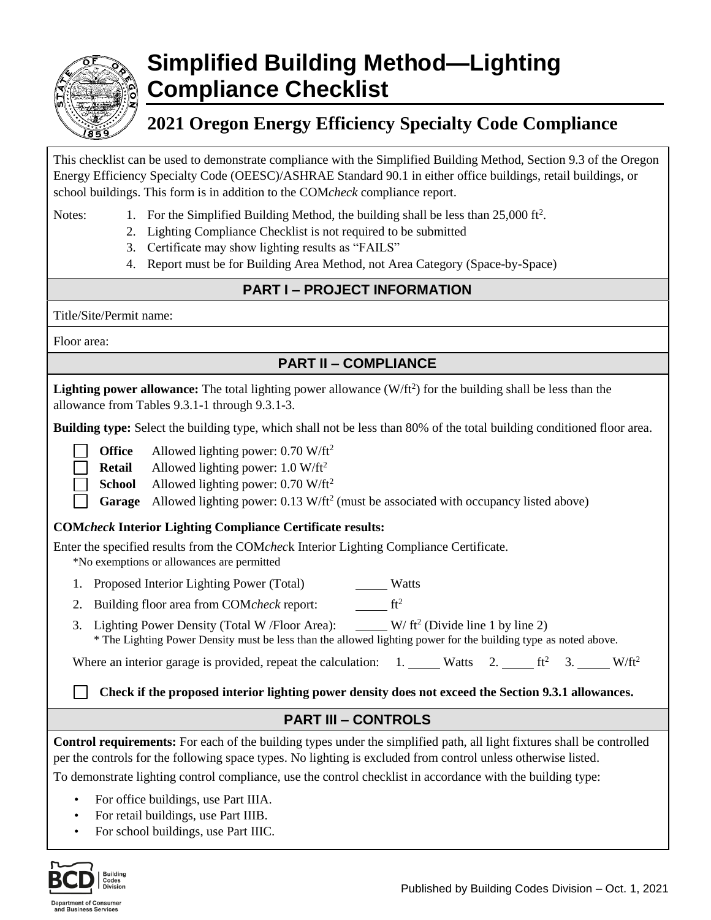# Simplified Building Method—Lighting Compliance Checklist

## 2021 Oregon Energy Efficiency Specialty Code Compliance

This checklist can be used to demonstrate compliance with the Simplified Building Method, Section 9.3 of the Oregon Energy Efficiency Specialty Code (OEESC)/ASHRAE Standard 90.1 in either office buildings, retail buildings, or school buildings. This form is in addition to the COM*check* compliance report.

Notes:
1. For the Simplified Building Method, the building shall be less than 25,000 $ft^2$.
2. Lighting Compliance Checklist is not required to be submitted
3. Certificate may show lighting results as "FAILS"
4. Report must be for Building Area Method, not Area Category (Space-by-Space)

## PART I – PROJECT INFORMATION

Title/Site/Permit name:

Floor area:

## PART II – COMPLIANCE

**Lighting power allowance:** The total lighting power allowance ($W/ft^2$) for the building shall be less than the allowance from Tables 9.3.1-1 through 9.3.1-3.

**Building type:** Select the building type, which shall not be less than 80% of the total building conditioned floor area.

- ☐ **Office** Allowed lighting power: 0.70 $W/ft^2$
- ☐ **Retail** Allowed lighting power: 1.0 $W/ft^2$
- ☐ **School** Allowed lighting power: 0.70 $W/ft^2$
- ☐ **Garage** Allowed lighting power: 0.13 $W/ft^2$ (must be associated with occupancy listed above)

**COM*check* Interior Lighting Compliance Certificate results:**

Enter the specified results from the COM*check* Interior Lighting Compliance Certificate.

*No exemptions or allowances are permitted

1. Proposed Interior Lighting Power (Total) _____ Watts
2. Building floor area from COM*check* report: _____ $ft^2$
3. Lighting Power Density (Total W /Floor Area): _____ $W/ft^2$ (Divide line 1 by line 2)
   * The Lighting Power Density must be less than the allowed lighting power for the building type as noted above.

Where an interior garage is provided, repeat the calculation: 1. _____ Watts 2. _____ $ft^2$ 3. _____ $W/ft^2$

☐ **Check if the proposed interior lighting power density does not exceed the Section 9.3.1 allowances.**

## PART III – CONTROLS

**Control requirements:** For each of the building types under the simplified path, all light fixtures shall be controlled per the controls for the following space types. No lighting is excluded from control unless otherwise listed.

To demonstrate lighting control compliance, use the control checklist in accordance with the building type:

- For office buildings, use Part IIIA.
- For retail buildings, use Part IIIB.
- For school buildings, use Part IIIC.

Published by Building Codes Division – Oct. 1, 2021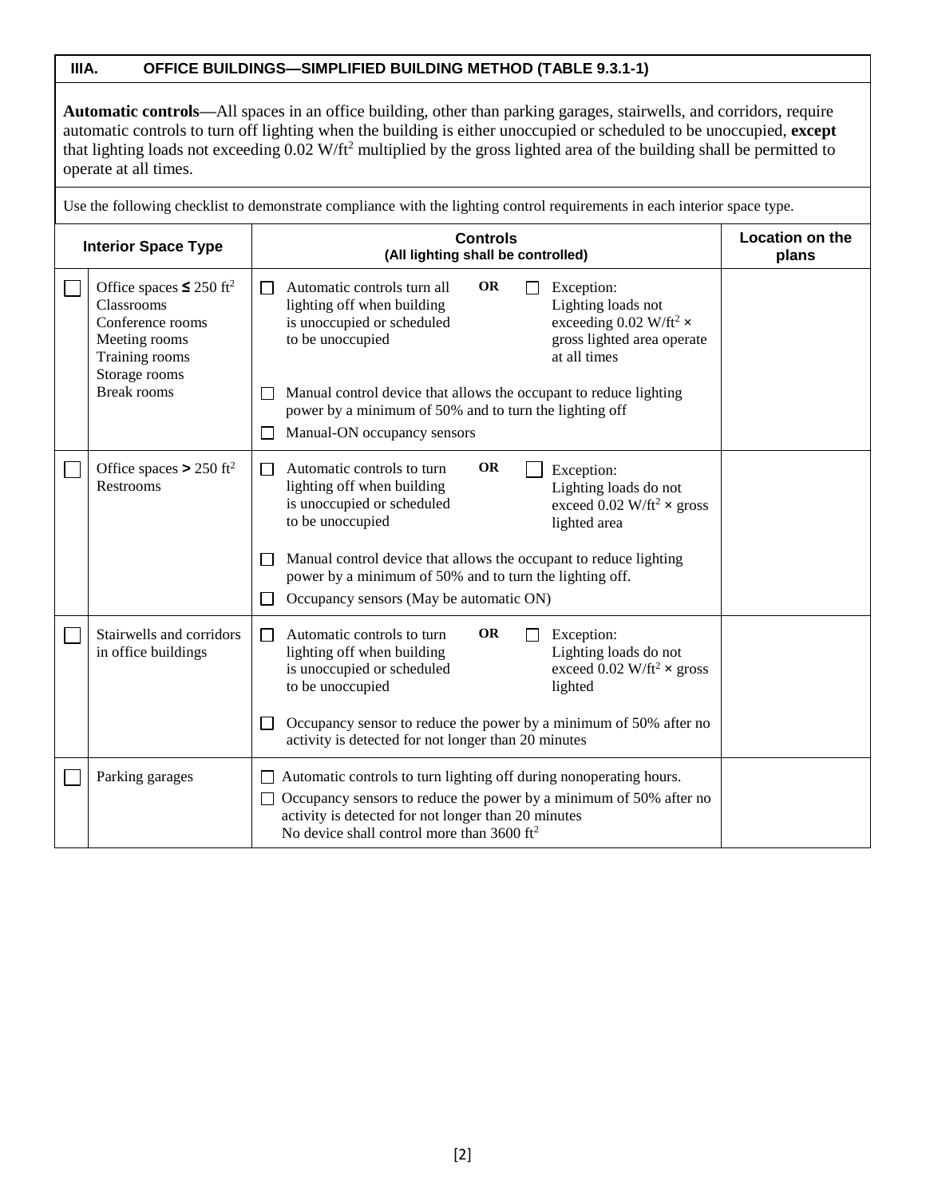## IIIA. OFFICE BUILDINGS—SIMPLIFIED BUILDING METHOD (TABLE 9.3.1-1)

**Automatic controls**—All spaces in an office building, other than parking garages, stairwells, and corridors, require automatic controls to turn off lighting when the building is either unoccupied or scheduled to be unoccupied, **except** that lighting loads not exceeding 0.02 W/ft$^2$ multiplied by the gross lighted area of the building shall be permitted to operate at all times.

Use the following checklist to demonstrate compliance with the lighting control requirements in each interior space type.

| | Interior Space Type | Controls (All lighting shall be controlled) | Location on the plans |
|---|---|---|---|
| ☐ | Office spaces ≤ 250 ft$^2$<br>Classrooms<br>Conference rooms<br>Meeting rooms<br>Training rooms<br>Storage rooms<br>Break rooms | ☐ Automatic controls turn all lighting off when building is unoccupied or scheduled to be unoccupied **OR** ☐ Exception: Lighting loads not exceeding 0.02 W/ft$^2$ × gross lighted area operate at all times<br>☐ Manual control device that allows the occupant to reduce lighting power by a minimum of 50% and to turn the lighting off<br>☐ Manual-ON occupancy sensors | |
| ☐ | Office spaces > 250 ft$^2$<br>Restrooms | ☐ Automatic controls to turn lighting off when building is unoccupied or scheduled to be unoccupied **OR** ☐ Exception: Lighting loads do not exceed 0.02 W/ft$^2$ × gross lighted area<br>☐ Manual control device that allows the occupant to reduce lighting power by a minimum of 50% and to turn the lighting off.<br>☐ Occupancy sensors (May be automatic ON) | |
| ☐ | Stairwells and corridors in office buildings | ☐ Automatic controls to turn lighting off when building is unoccupied or scheduled to be unoccupied **OR** ☐ Exception: Lighting loads do not exceed 0.02 W/ft$^2$ × gross lighted<br>☐ Occupancy sensor to reduce the power by a minimum of 50% after no activity is detected for not longer than 20 minutes | |
| ☐ | Parking garages | ☐ Automatic controls to turn lighting off during nonoperating hours.<br>☐ Occupancy sensors to reduce the power by a minimum of 50% after no activity is detected for not longer than 20 minutes<br>No device shall control more than 3600 ft$^2$ | |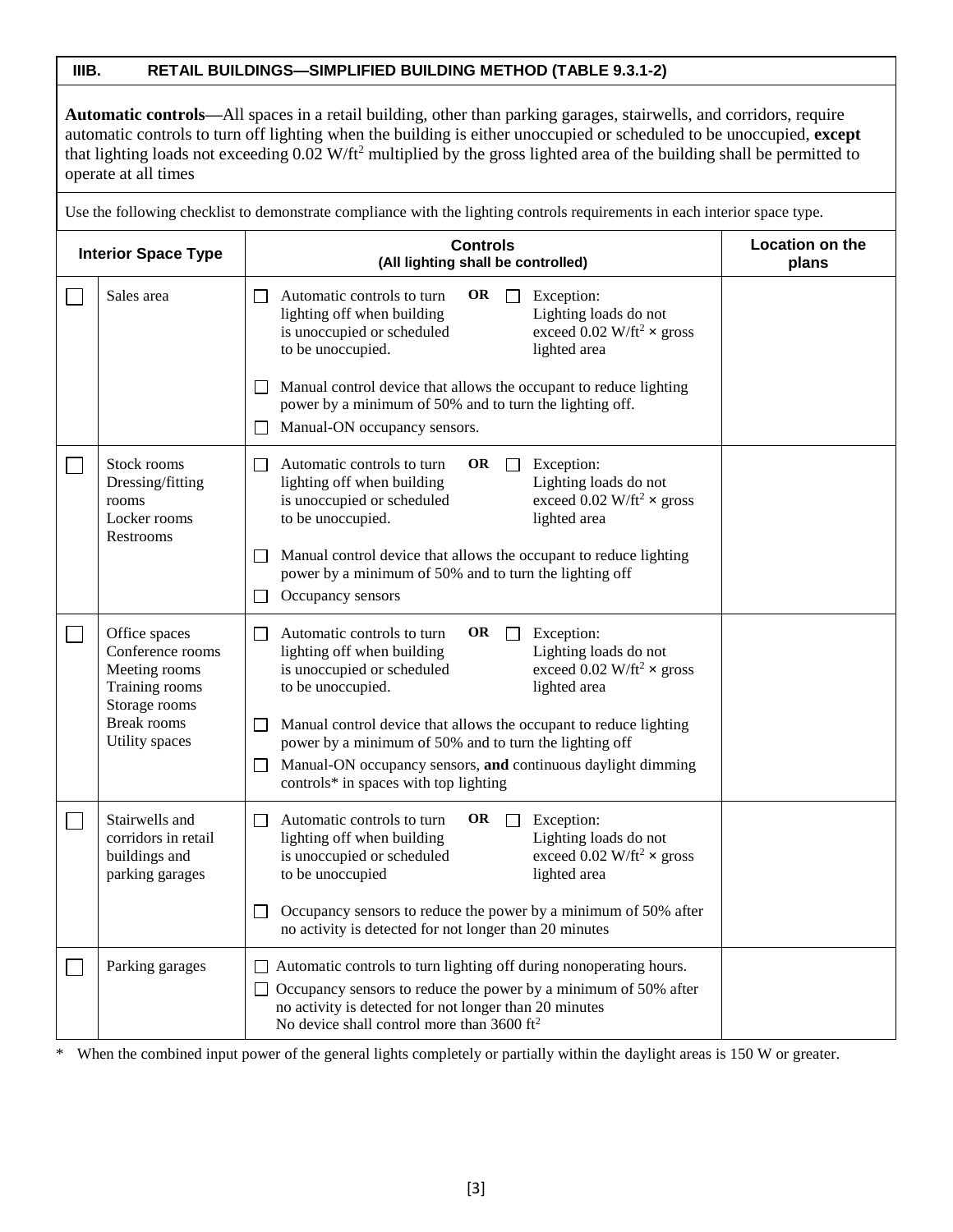## IIIB. RETAIL BUILDINGS—SIMPLIFIED BUILDING METHOD (TABLE 9.3.1-2)

**Automatic controls**—All spaces in a retail building, other than parking garages, stairwells, and corridors, require automatic controls to turn off lighting when the building is either unoccupied or scheduled to be unoccupied, **except** that lighting loads not exceeding 0.02 W/ft$^2$ multiplied by the gross lighted area of the building shall be permitted to operate at all times

Use the following checklist to demonstrate compliance with the lighting controls requirements in each interior space type.

| | Interior Space Type | Controls (All lighting shall be controlled) | Location on the plans |
|---|---|---|---|
| ☐ | Sales area | ☐ Automatic controls to turn lighting off when building is unoccupied or scheduled to be unoccupied. **OR** ☐ Exception: Lighting loads do not exceed 0.02 W/ft$^2$ × gross lighted area<br>☐ Manual control device that allows the occupant to reduce lighting power by a minimum of 50% and to turn the lighting off.<br>☐ Manual-ON occupancy sensors. | |
| ☐ | Stock rooms<br>Dressing/fitting rooms<br>Locker rooms<br>Restrooms | ☐ Automatic controls to turn lighting off when building is unoccupied or scheduled to be unoccupied. **OR** ☐ Exception: Lighting loads do not exceed 0.02 W/ft$^2$ × gross lighted area<br>☐ Manual control device that allows the occupant to reduce lighting power by a minimum of 50% and to turn the lighting off<br>☐ Occupancy sensors | |
| ☐ | Office spaces<br>Conference rooms<br>Meeting rooms<br>Training rooms<br>Storage rooms<br>Break rooms<br>Utility spaces | ☐ Automatic controls to turn lighting off when building is unoccupied or scheduled to be unoccupied. **OR** ☐ Exception: Lighting loads do not exceed 0.02 W/ft$^2$ × gross lighted area<br>☐ Manual control device that allows the occupant to reduce lighting power by a minimum of 50% and to turn the lighting off<br>☐ Manual-ON occupancy sensors, **and** continuous daylight dimming controls* in spaces with top lighting | |
| ☐ | Stairwells and corridors in retail buildings and parking garages | ☐ Automatic controls to turn lighting off when building is unoccupied or scheduled to be unoccupied **OR** ☐ Exception: Lighting loads do not exceed 0.02 W/ft$^2$ × gross lighted area<br>☐ Occupancy sensors to reduce the power by a minimum of 50% after no activity is detected for not longer than 20 minutes | |
| ☐ | Parking garages | ☐ Automatic controls to turn lighting off during nonoperating hours.<br>☐ Occupancy sensors to reduce the power by a minimum of 50% after no activity is detected for not longer than 20 minutes<br>No device shall control more than 3600 ft$^2$ | |

\* When the combined input power of the general lights completely or partially within the daylight areas is 150 W or greater.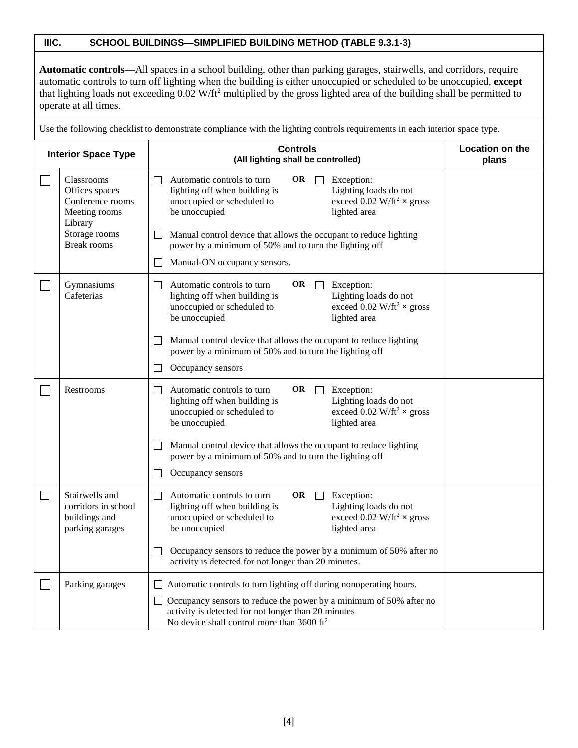## IIIC. SCHOOL BUILDINGS—SIMPLIFIED BUILDING METHOD (TABLE 9.3.1-3)

**Automatic controls**—All spaces in a school building, other than parking garages, stairwells, and corridors, require automatic controls to turn off lighting when the building is either unoccupied or scheduled to be unoccupied, **except** that lighting loads not exceeding 0.02 W/ft$^2$ multiplied by the gross lighted area of the building shall be permitted to operate at all times.

Use the following checklist to demonstrate compliance with the lighting controls requirements in each interior space type.

| | Interior Space Type | Controls (All lighting shall be controlled) | Location on the plans |
|---|---|---|---|
| ☐ | Classrooms<br>Offices spaces<br>Conference rooms<br>Meeting rooms<br>Library<br>Storage rooms<br>Break rooms | ☐ Automatic controls to turn lighting off when building is unoccupied or scheduled to be unoccupied **OR** ☐ Exception: Lighting loads do not exceed 0.02 W/ft$^2$ × gross lighted area<br>☐ Manual control device that allows the occupant to reduce lighting power by a minimum of 50% and to turn the lighting off<br>☐ Manual-ON occupancy sensors. | |
| ☐ | Gymnasiums<br>Cafeterias | ☐ Automatic controls to turn lighting off when building is unoccupied or scheduled to be unoccupied **OR** ☐ Exception: Lighting loads do not exceed 0.02 W/ft$^2$ × gross lighted area<br>☐ Manual control device that allows the occupant to reduce lighting power by a minimum of 50% and to turn the lighting off<br>☐ Occupancy sensors | |
| ☐ | Restrooms | ☐ Automatic controls to turn lighting off when building is unoccupied or scheduled to be unoccupied **OR** ☐ Exception: Lighting loads do not exceed 0.02 W/ft$^2$ × gross lighted area<br>☐ Manual control device that allows the occupant to reduce lighting power by a minimum of 50% and to turn the lighting off<br>☐ Occupancy sensors | |
| ☐ | Stairwells and corridors in school buildings and parking garages | ☐ Automatic controls to turn lighting off when building is unoccupied or scheduled to be unoccupied **OR** ☐ Exception: Lighting loads do not exceed 0.02 W/ft$^2$ × gross lighted area<br>☐ Occupancy sensors to reduce the power by a minimum of 50% after no activity is detected for not longer than 20 minutes. | |
| ☐ | Parking garages | ☐ Automatic controls to turn lighting off during nonoperating hours.<br>☐ Occupancy sensors to reduce the power by a minimum of 50% after no activity is detected for not longer than 20 minutes<br>No device shall control more than 3600 ft$^2$ | |